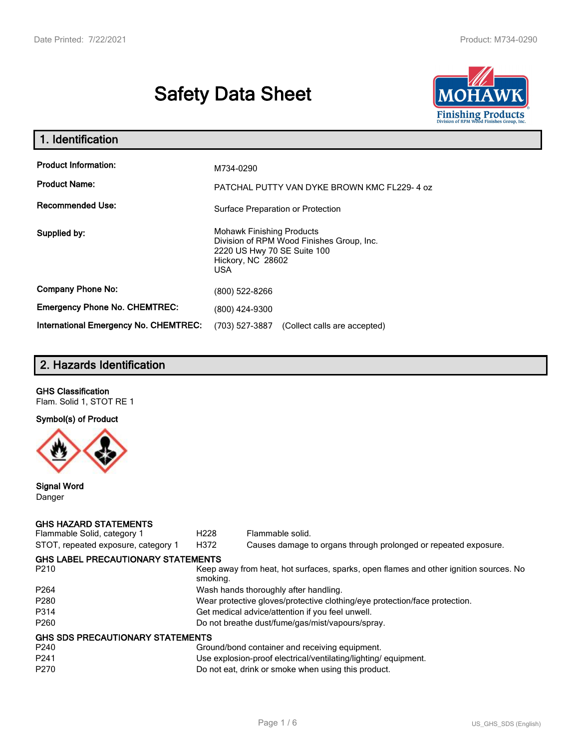# Safety Data Sheet

## 1. Identification

| | |
|---|---|
| **Product Information:** | M734-0290 |
| **Product Name:** | PATCHAL PUTTY VAN DYKE BROWN KMC FL229- 4 oz |
| **Recommended Use:** | Surface Preparation or Protection |
| **Supplied by:** | Mohawk Finishing Products<br>Division of RPM Wood Finishes Group, Inc.<br>2220 US Hwy 70 SE Suite 100<br>Hickory, NC 28602<br>USA |
| **Company Phone No:** | (800) 522-8266 |
| **Emergency Phone No. CHEMTREC:** | (800) 424-9300 |
| **International Emergency No. CHEMTREC:** | (703) 527-3887 (Collect calls are accepted) |

## 2. Hazards Identification

**GHS Classification**
Flam. Solid 1, STOT RE 1

**Symbol(s) of Product**

**Signal Word**
Danger

**GHS HAZARD STATEMENTS**

| | | |
|---|---|---|
| Flammable Solid, category 1 | H228 | Flammable solid. |
| STOT, repeated exposure, category 1 | H372 | Causes damage to organs through prolonged or repeated exposure. |

**GHS LABEL PRECAUTIONARY STATEMENTS**

| | |
|---|---|
| P210 | Keep away from heat, hot surfaces, sparks, open flames and other ignition sources. No smoking. |
| P264 | Wash hands thoroughly after handling. |
| P280 | Wear protective gloves/protective clothing/eye protection/face protection. |
| P314 | Get medical advice/attention if you feel unwell. |
| P260 | Do not breathe dust/fume/gas/mist/vapours/spray. |

**GHS SDS PRECAUTIONARY STATEMENTS**

| | |
|---|---|
| P240 | Ground/bond container and receiving equipment. |
| P241 | Use explosion-proof electrical/ventilating/lighting/ equipment. |
| P270 | Do not eat, drink or smoke when using this product. |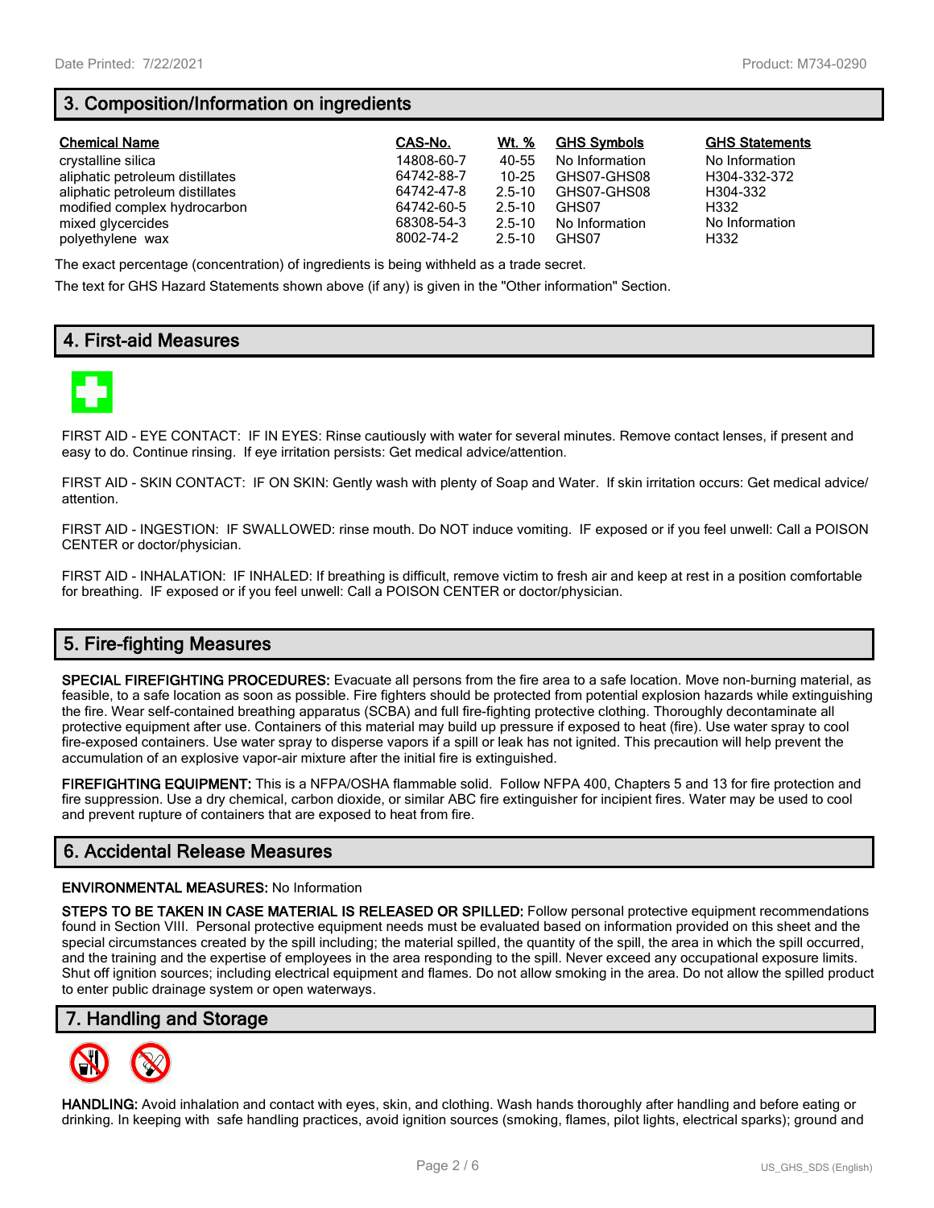## 3. Composition/Information on ingredients

| Chemical Name | CAS-No. | Wt. % | GHS Symbols | GHS Statements |
|---|---|---|---|---|
| crystalline silica | 14808-60-7 | 40-55 | No Information | No Information |
| aliphatic petroleum distillates | 64742-88-7 | 10-25 | GHS07-GHS08 | H304-332-372 |
| aliphatic petroleum distillates | 64742-47-8 | 2.5-10 | GHS07-GHS08 | H304-332 |
| modified complex hydrocarbon | 64742-60-5 | 2.5-10 | GHS07 | H332 |
| mixed glycercides | 68308-54-3 | 2.5-10 | No Information | No Information |
| polyethylene wax | 8002-74-2 | 2.5-10 | GHS07 | H332 |

The exact percentage (concentration) of ingredients is being withheld as a trade secret.

The text for GHS Hazard Statements shown above (if any) is given in the "Other information" Section.

## 4. First-aid Measures

FIRST AID - EYE CONTACT: IF IN EYES: Rinse cautiously with water for several minutes. Remove contact lenses, if present and easy to do. Continue rinsing. If eye irritation persists: Get medical advice/attention.

FIRST AID - SKIN CONTACT: IF ON SKIN: Gently wash with plenty of Soap and Water. If skin irritation occurs: Get medical advice/ attention.

FIRST AID - INGESTION: IF SWALLOWED: rinse mouth. Do NOT induce vomiting. IF exposed or if you feel unwell: Call a POISON CENTER or doctor/physician.

FIRST AID - INHALATION: IF INHALED: If breathing is difficult, remove victim to fresh air and keep at rest in a position comfortable for breathing. IF exposed or if you feel unwell: Call a POISON CENTER or doctor/physician.

## 5. Fire-fighting Measures

**SPECIAL FIREFIGHTING PROCEDURES:** Evacuate all persons from the fire area to a safe location. Move non-burning material, as feasible, to a safe location as soon as possible. Fire fighters should be protected from potential explosion hazards while extinguishing the fire. Wear self-contained breathing apparatus (SCBA) and full fire-fighting protective clothing. Thoroughly decontaminate all protective equipment after use. Containers of this material may build up pressure if exposed to heat (fire). Use water spray to cool fire-exposed containers. Use water spray to disperse vapors if a spill or leak has not ignited. This precaution will help prevent the accumulation of an explosive vapor-air mixture after the initial fire is extinguished.

**FIREFIGHTING EQUIPMENT:** This is a NFPA/OSHA flammable solid. Follow NFPA 400, Chapters 5 and 13 for fire protection and fire suppression. Use a dry chemical, carbon dioxide, or similar ABC fire extinguisher for incipient fires. Water may be used to cool and prevent rupture of containers that are exposed to heat from fire.

## 6. Accidental Release Measures

**ENVIRONMENTAL MEASURES:** No Information

**STEPS TO BE TAKEN IN CASE MATERIAL IS RELEASED OR SPILLED:** Follow personal protective equipment recommendations found in Section VIII. Personal protective equipment needs must be evaluated based on information provided on this sheet and the special circumstances created by the spill including; the material spilled, the quantity of the spill, the area in which the spill occurred, and the training and the expertise of employees in the area responding to the spill. Never exceed any occupational exposure limits. Shut off ignition sources; including electrical equipment and flames. Do not allow smoking in the area. Do not allow the spilled product to enter public drainage system or open waterways.

## 7. Handling and Storage

**HANDLING:** Avoid inhalation and contact with eyes, skin, and clothing. Wash hands thoroughly after handling and before eating or drinking. In keeping with safe handling practices, avoid ignition sources (smoking, flames, pilot lights, electrical sparks); ground and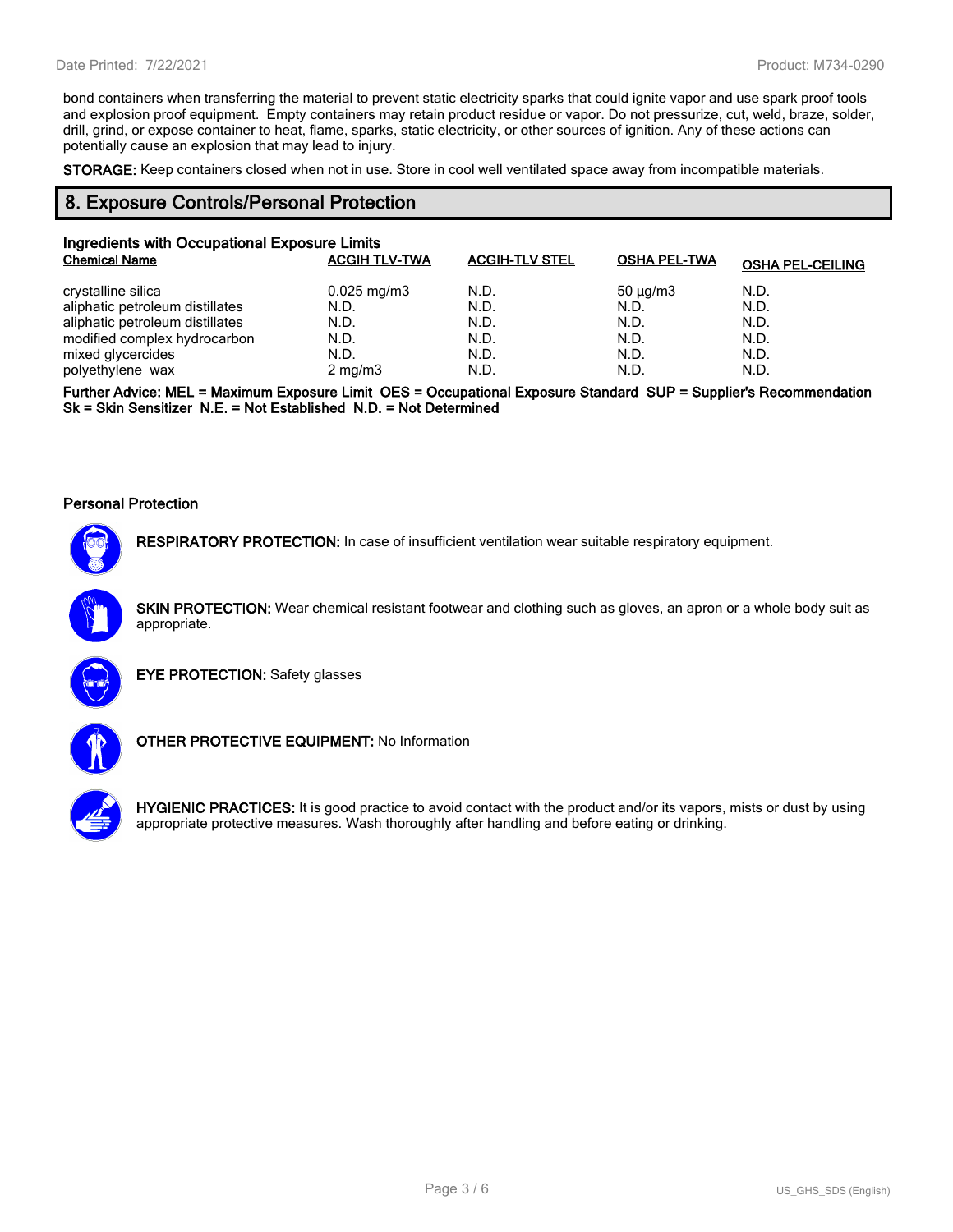bond containers when transferring the material to prevent static electricity sparks that could ignite vapor and use spark proof tools and explosion proof equipment. Empty containers may retain product residue or vapor. Do not pressurize, cut, weld, braze, solder, drill, grind, or expose container to heat, flame, sparks, static electricity, or other sources of ignition. Any of these actions can potentially cause an explosion that may lead to injury.

**STORAGE:** Keep containers closed when not in use. Store in cool well ventilated space away from incompatible materials.

## 8. Exposure Controls/Personal Protection

### Ingredients with Occupational Exposure Limits

| Chemical Name | ACGIH TLV-TWA | ACGIH-TLV STEL | OSHA PEL-TWA | OSHA PEL-CEILING |
|---|---|---|---|---|
| crystalline silica | 0.025 mg/m3 | N.D. | 50 µg/m3 | N.D. |
| aliphatic petroleum distillates | N.D. | N.D. | N.D. | N.D. |
| aliphatic petroleum distillates | N.D. | N.D. | N.D. | N.D. |
| modified complex hydrocarbon | N.D. | N.D. | N.D. | N.D. |
| mixed glycercides | N.D. | N.D. | N.D. | N.D. |
| polyethylene wax | 2 mg/m3 | N.D. | N.D. | N.D. |

**Further Advice: MEL = Maximum Exposure Limit OES = Occupational Exposure Standard SUP = Supplier's Recommendation Sk = Skin Sensitizer N.E. = Not Established N.D. = Not Determined**

### Personal Protection

**RESPIRATORY PROTECTION:** In case of insufficient ventilation wear suitable respiratory equipment.

**SKIN PROTECTION:** Wear chemical resistant footwear and clothing such as gloves, an apron or a whole body suit as appropriate.

**EYE PROTECTION:** Safety glasses

**OTHER PROTECTIVE EQUIPMENT:** No Information

**HYGIENIC PRACTICES:** It is good practice to avoid contact with the product and/or its vapors, mists or dust by using appropriate protective measures. Wash thoroughly after handling and before eating or drinking.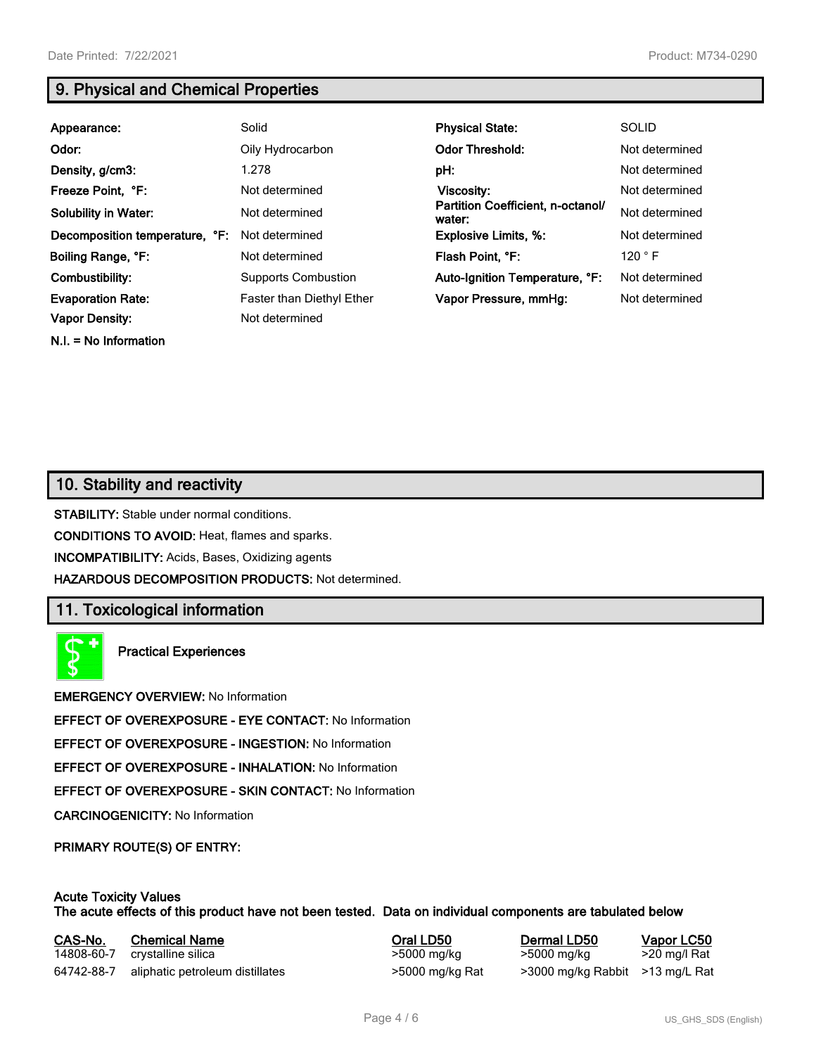## 9. Physical and Chemical Properties

| | | | |
|---|---|---|---|
| **Appearance:** | Solid | **Physical State:** | SOLID |
| **Odor:** | Oily Hydrocarbon | **Odor Threshold:** | Not determined |
| **Density, g/cm3:** | 1.278 | **pH:** | Not determined |
| **Freeze Point, °F:** | Not determined | **Viscosity:** | Not determined |
| **Solubility in Water:** | Not determined | **Partition Coefficient, n-octanol/ water:** | Not determined |
| **Decomposition temperature, °F:** | Not determined | **Explosive Limits, %:** | Not determined |
| **Boiling Range, °F:** | Not determined | **Flash Point, °F:** | 120 ° F |
| **Combustibility:** | Supports Combustion | **Auto-Ignition Temperature, °F:** | Not determined |
| **Evaporation Rate:** | Faster than Diethyl Ether | **Vapor Pressure, mmHg:** | Not determined |
| **Vapor Density:** | Not determined | | |

**N.I. = No Information**

## 10. Stability and reactivity

**STABILITY:** Stable under normal conditions.

**CONDITIONS TO AVOID:** Heat, flames and sparks.

**INCOMPATIBILITY:** Acids, Bases, Oxidizing agents

**HAZARDOUS DECOMPOSITION PRODUCTS:** Not determined.

## 11. Toxicological information

**Practical Experiences**

**EMERGENCY OVERVIEW:** No Information

**EFFECT OF OVEREXPOSURE - EYE CONTACT:** No Information

**EFFECT OF OVEREXPOSURE - INGESTION:** No Information

**EFFECT OF OVEREXPOSURE - INHALATION:** No Information

**EFFECT OF OVEREXPOSURE - SKIN CONTACT:** No Information

**CARCINOGENICITY:** No Information

**PRIMARY ROUTE(S) OF ENTRY:**

**Acute Toxicity Values**
**The acute effects of this product have not been tested. Data on individual components are tabulated below**

| CAS-No. | Chemical Name | Oral LD50 | Dermal LD50 | Vapor LC50 |
|---|---|---|---|---|
| 14808-60-7 | crystalline silica | >5000 mg/kg | >5000 mg/kg | >20 mg/l Rat |
| 64742-88-7 | aliphatic petroleum distillates | >5000 mg/kg Rat | >3000 mg/kg Rabbit | >13 mg/L Rat |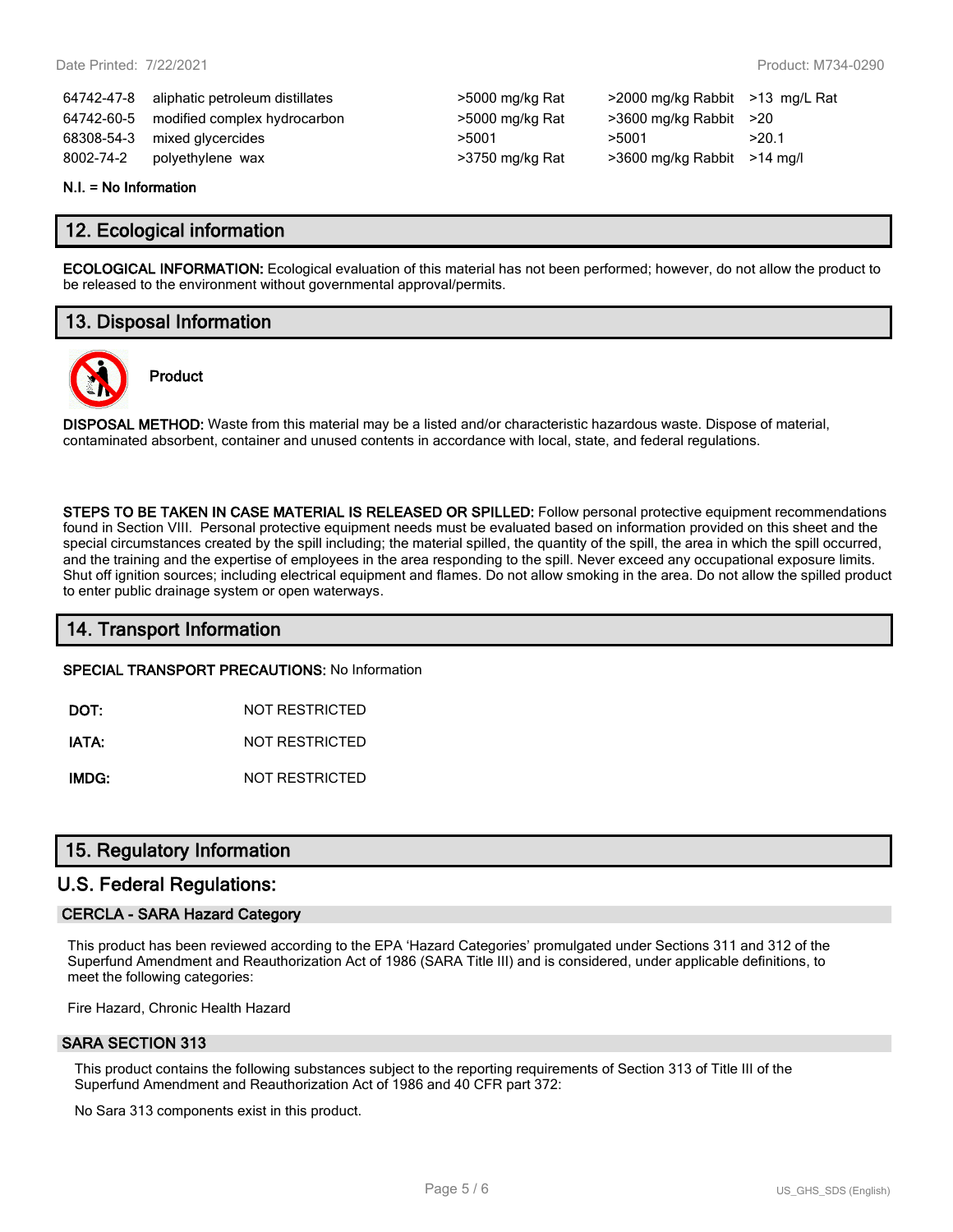| | | | | |
|---|---|---|---|---|
| 64742-47-8 | aliphatic petroleum distillates | >5000 mg/kg Rat | >2000 mg/kg Rabbit | >13 mg/L Rat |
| 64742-60-5 | modified complex hydrocarbon | >5000 mg/kg Rat | >3600 mg/kg Rabbit | >20 |
| 68308-54-3 | mixed glycercides | >5001 | >5001 | >20.1 |
| 8002-74-2 | polyethylene wax | >3750 mg/kg Rat | >3600 mg/kg Rabbit | >14 mg/l |

**N.I. = No Information**

## 12. Ecological information

**ECOLOGICAL INFORMATION:** Ecological evaluation of this material has not been performed; however, do not allow the product to be released to the environment without governmental approval/permits.

## 13. Disposal Information

**Product**

**DISPOSAL METHOD:** Waste from this material may be a listed and/or characteristic hazardous waste. Dispose of material, contaminated absorbent, container and unused contents in accordance with local, state, and federal regulations.

**STEPS TO BE TAKEN IN CASE MATERIAL IS RELEASED OR SPILLED:** Follow personal protective equipment recommendations found in Section VIII. Personal protective equipment needs must be evaluated based on information provided on this sheet and the special circumstances created by the spill including; the material spilled, the quantity of the spill, the area in which the spill occurred, and the training and the expertise of employees in the area responding to the spill. Never exceed any occupational exposure limits. Shut off ignition sources; including electrical equipment and flames. Do not allow smoking in the area. Do not allow the spilled product to enter public drainage system or open waterways.

## 14. Transport Information

**SPECIAL TRANSPORT PRECAUTIONS:** No Information

| | |
|---|---|
| **DOT:** | NOT RESTRICTED |
| **IATA:** | NOT RESTRICTED |
| **IMDG:** | NOT RESTRICTED |

## 15. Regulatory Information

## U.S. Federal Regulations:

### CERCLA - SARA Hazard Category

This product has been reviewed according to the EPA 'Hazard Categories' promulgated under Sections 311 and 312 of the Superfund Amendment and Reauthorization Act of 1986 (SARA Title III) and is considered, under applicable definitions, to meet the following categories:

Fire Hazard, Chronic Health Hazard

### SARA SECTION 313

This product contains the following substances subject to the reporting requirements of Section 313 of Title III of the Superfund Amendment and Reauthorization Act of 1986 and 40 CFR part 372:

No Sara 313 components exist in this product.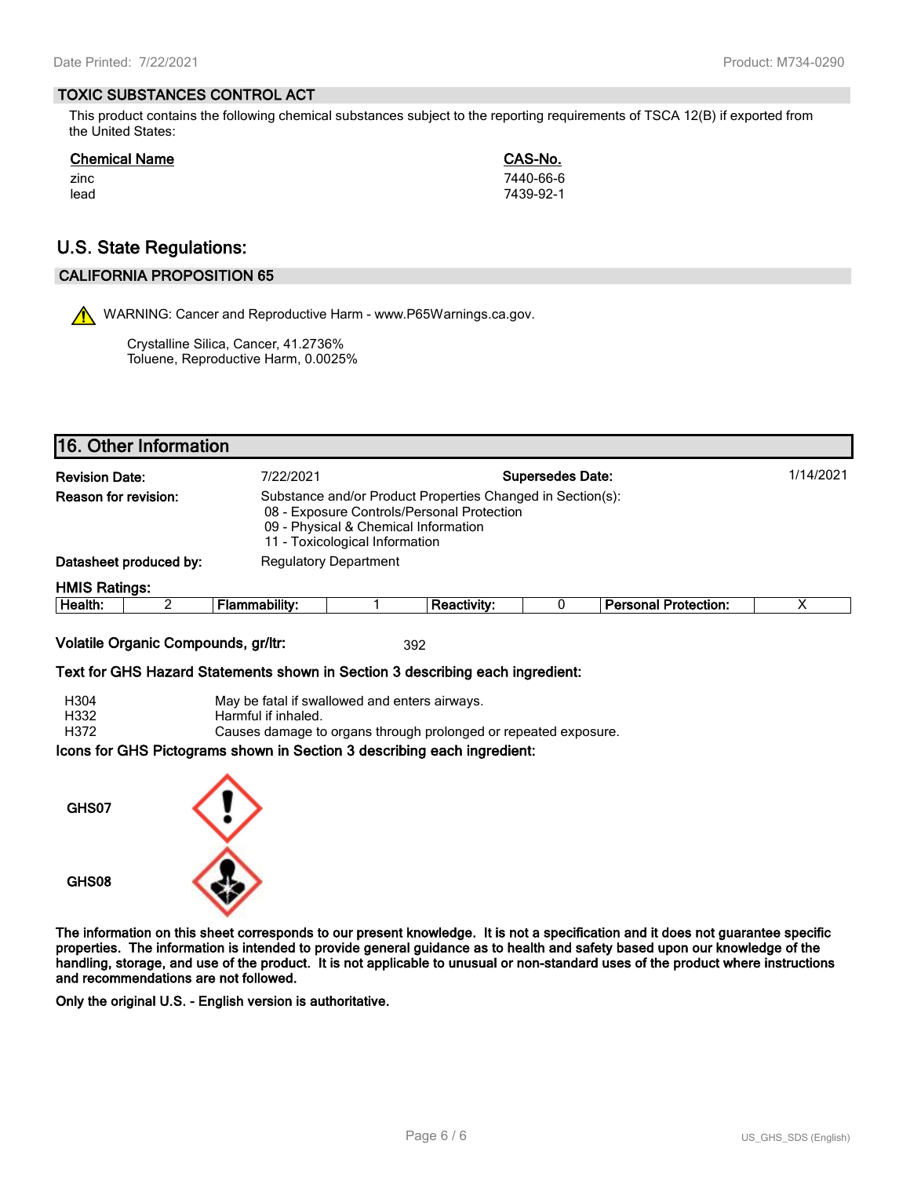## TOXIC SUBSTANCES CONTROL ACT

This product contains the following chemical substances subject to the reporting requirements of TSCA 12(B) if exported from the United States:

| Chemical Name | CAS-No. |
|---|---|
| zinc | 7440-66-6 |
| lead | 7439-92-1 |

# U.S. State Regulations:

## CALIFORNIA PROPOSITION 65

WARNING: Cancer and Reproductive Harm - www.P65Warnings.ca.gov.

Crystalline Silica, Cancer, 41.2736%
Toluene, Reproductive Harm, 0.0025%

# 16. Other Information

**Revision Date:** 7/22/2021 **Supersedes Date:** 1/14/2021

**Reason for revision:** Substance and/or Product Properties Changed in Section(s):
- 08 - Exposure Controls/Personal Protection
- 09 - Physical & Chemical Information
- 11 - Toxicological Information

**Datasheet produced by:** Regulatory Department

**HMIS Ratings:**

| | | | | | | | |
|---|---|---|---|---|---|---|---|
| **Health:** | 2 | **Flammability:** | 1 | **Reactivity:** | 0 | **Personal Protection:** | X |

**Volatile Organic Compounds, gr/ltr:** 392

**Text for GHS Hazard Statements shown in Section 3 describing each ingredient:**

| | |
|---|---|
| H304 | May be fatal if swallowed and enters airways. |
| H332 | Harmful if inhaled. |
| H372 | Causes damage to organs through prolonged or repeated exposure. |

**Icons for GHS Pictograms shown in Section 3 describing each ingredient:**

GHS07

GHS08

**The information on this sheet corresponds to our present knowledge. It is not a specification and it does not guarantee specific properties. The information is intended to provide general guidance as to health and safety based upon our knowledge of the handling, storage, and use of the product. It is not applicable to unusual or non-standard uses of the product where instructions and recommendations are not followed.**

**Only the original U.S. - English version is authoritative.**